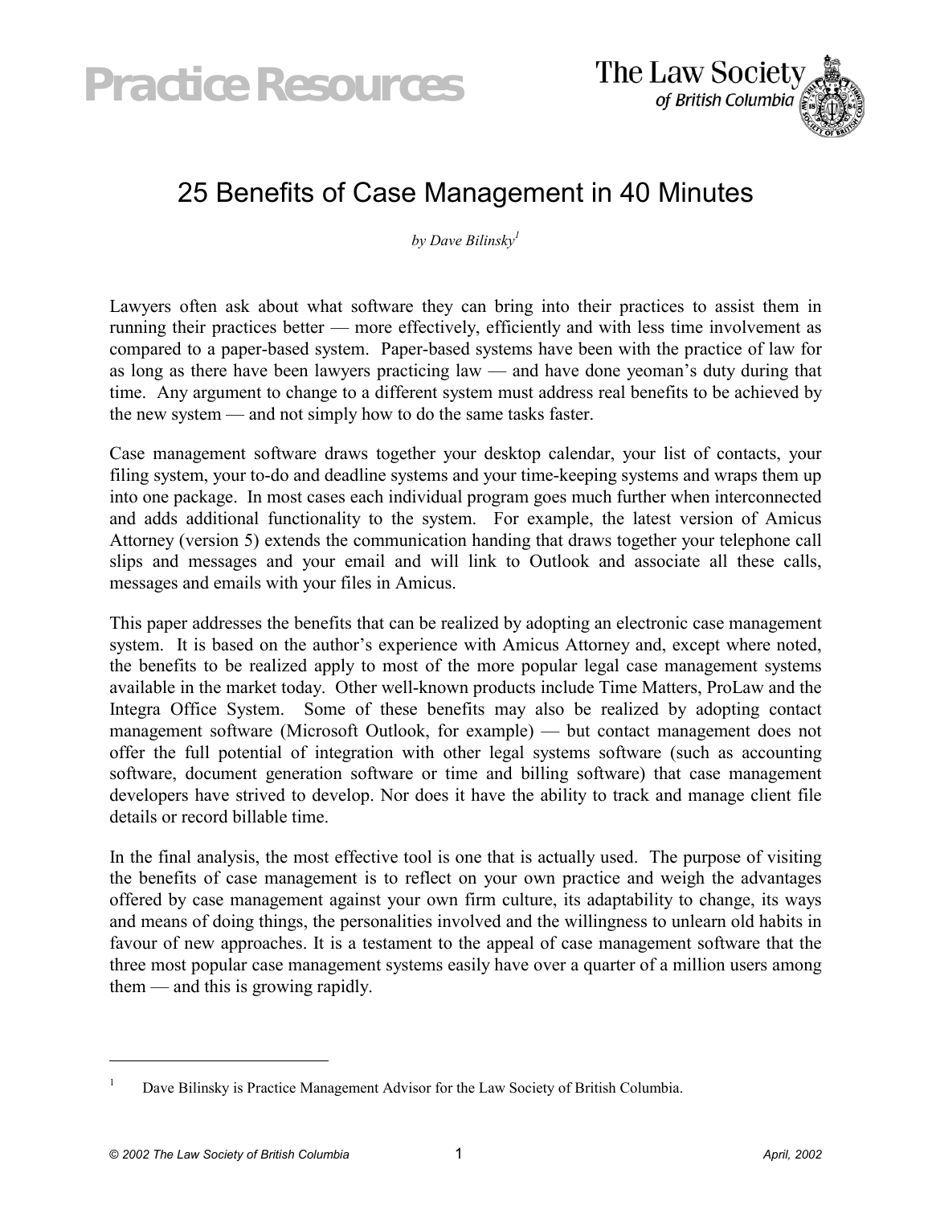# 25 Benefits of Case Management in 40 Minutes

*by Dave Bilinsky*[1]

Lawyers often ask about what software they can bring into their practices to assist them in running their practices better — more effectively, efficiently and with less time involvement as compared to a paper-based system. Paper-based systems have been with the practice of law for as long as there have been lawyers practicing law — and have done yeoman's duty during that time. Any argument to change to a different system must address real benefits to be achieved by the new system — and not simply how to do the same tasks faster.

Case management software draws together your desktop calendar, your list of contacts, your filing system, your to-do and deadline systems and your time-keeping systems and wraps them up into one package. In most cases each individual program goes much further when interconnected and adds additional functionality to the system. For example, the latest version of Amicus Attorney (version 5) extends the communication handing that draws together your telephone call slips and messages and your email and will link to Outlook and associate all these calls, messages and emails with your files in Amicus.

This paper addresses the benefits that can be realized by adopting an electronic case management system. It is based on the author's experience with Amicus Attorney and, except where noted, the benefits to be realized apply to most of the more popular legal case management systems available in the market today. Other well-known products include Time Matters, ProLaw and the Integra Office System. Some of these benefits may also be realized by adopting contact management software (Microsoft Outlook, for example) — but contact management does not offer the full potential of integration with other legal systems software (such as accounting software, document generation software or time and billing software) that case management developers have strived to develop. Nor does it have the ability to track and manage client file details or record billable time.

In the final analysis, the most effective tool is one that is actually used. The purpose of visiting the benefits of case management is to reflect on your own practice and weigh the advantages offered by case management against your own firm culture, its adaptability to change, its ways and means of doing things, the personalities involved and the willingness to unlearn old habits in favour of new approaches. It is a testament to the appeal of case management software that the three most popular case management systems easily have over a quarter of a million users among them — and this is growing rapidly.

---

[1] Dave Bilinsky is Practice Management Advisor for the Law Society of British Columbia.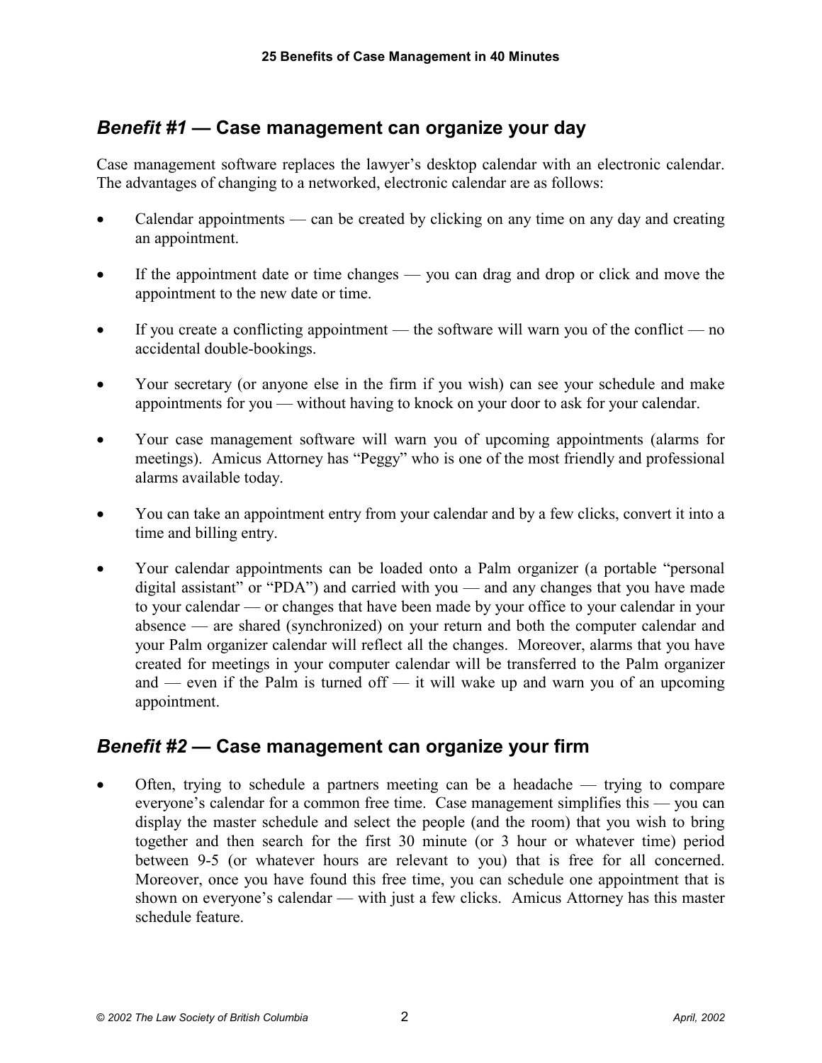## *Benefit #1* — Case management can organize your day

Case management software replaces the lawyer's desktop calendar with an electronic calendar. The advantages of changing to a networked, electronic calendar are as follows:

- Calendar appointments — can be created by clicking on any time on any day and creating an appointment.
- If the appointment date or time changes — you can drag and drop or click and move the appointment to the new date or time.
- If you create a conflicting appointment — the software will warn you of the conflict — no accidental double-bookings.
- Your secretary (or anyone else in the firm if you wish) can see your schedule and make appointments for you — without having to knock on your door to ask for your calendar.
- Your case management software will warn you of upcoming appointments (alarms for meetings). Amicus Attorney has "Peggy" who is one of the most friendly and professional alarms available today.
- You can take an appointment entry from your calendar and by a few clicks, convert it into a time and billing entry.
- Your calendar appointments can be loaded onto a Palm organizer (a portable "personal digital assistant" or "PDA") and carried with you — and any changes that you have made to your calendar — or changes that have been made by your office to your calendar in your absence — are shared (synchronized) on your return and both the computer calendar and your Palm organizer calendar will reflect all the changes. Moreover, alarms that you have created for meetings in your computer calendar will be transferred to the Palm organizer and — even if the Palm is turned off — it will wake up and warn you of an upcoming appointment.

## *Benefit #2* — Case management can organize your firm

- Often, trying to schedule a partners meeting can be a headache — trying to compare everyone's calendar for a common free time. Case management simplifies this — you can display the master schedule and select the people (and the room) that you wish to bring together and then search for the first 30 minute (or 3 hour or whatever time) period between 9-5 (or whatever hours are relevant to you) that is free for all concerned. Moreover, once you have found this free time, you can schedule one appointment that is shown on everyone's calendar — with just a few clicks. Amicus Attorney has this master schedule feature.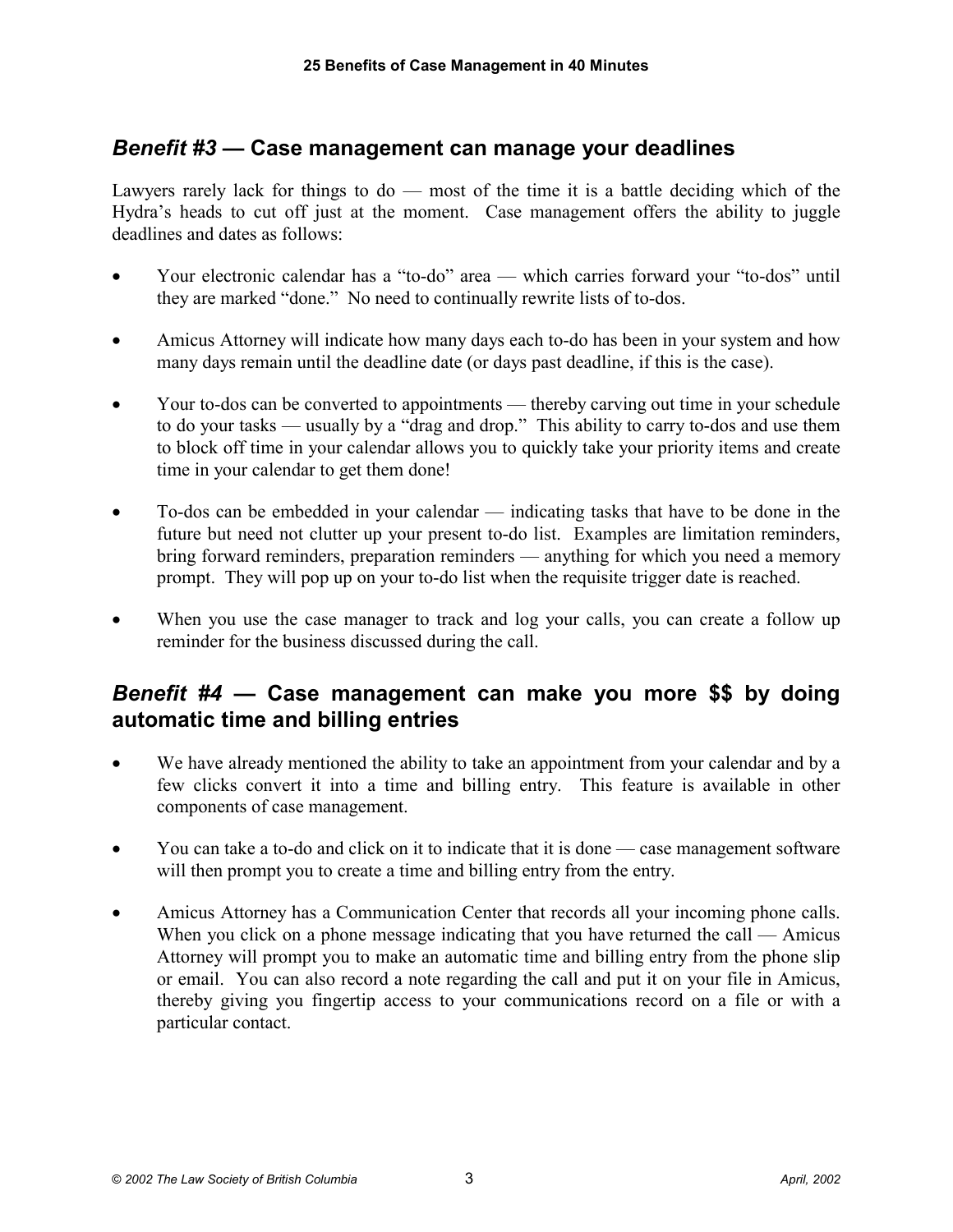## *Benefit #3* — Case management can manage your deadlines

Lawyers rarely lack for things to do — most of the time it is a battle deciding which of the Hydra's heads to cut off just at the moment. Case management offers the ability to juggle deadlines and dates as follows:

- Your electronic calendar has a "to-do" area — which carries forward your "to-dos" until they are marked "done." No need to continually rewrite lists of to-dos.
- Amicus Attorney will indicate how many days each to-do has been in your system and how many days remain until the deadline date (or days past deadline, if this is the case).
- Your to-dos can be converted to appointments — thereby carving out time in your schedule to do your tasks — usually by a "drag and drop." This ability to carry to-dos and use them to block off time in your calendar allows you to quickly take your priority items and create time in your calendar to get them done!
- To-dos can be embedded in your calendar — indicating tasks that have to be done in the future but need not clutter up your present to-do list. Examples are limitation reminders, bring forward reminders, preparation reminders — anything for which you need a memory prompt. They will pop up on your to-do list when the requisite trigger date is reached.
- When you use the case manager to track and log your calls, you can create a follow up reminder for the business discussed during the call.

## *Benefit #4* — Case management can make you more $$ by doing automatic time and billing entries

- We have already mentioned the ability to take an appointment from your calendar and by a few clicks convert it into a time and billing entry. This feature is available in other components of case management.
- You can take a to-do and click on it to indicate that it is done — case management software will then prompt you to create a time and billing entry from the entry.
- Amicus Attorney has a Communication Center that records all your incoming phone calls. When you click on a phone message indicating that you have returned the call — Amicus Attorney will prompt you to make an automatic time and billing entry from the phone slip or email. You can also record a note regarding the call and put it on your file in Amicus, thereby giving you fingertip access to your communications record on a file or with a particular contact.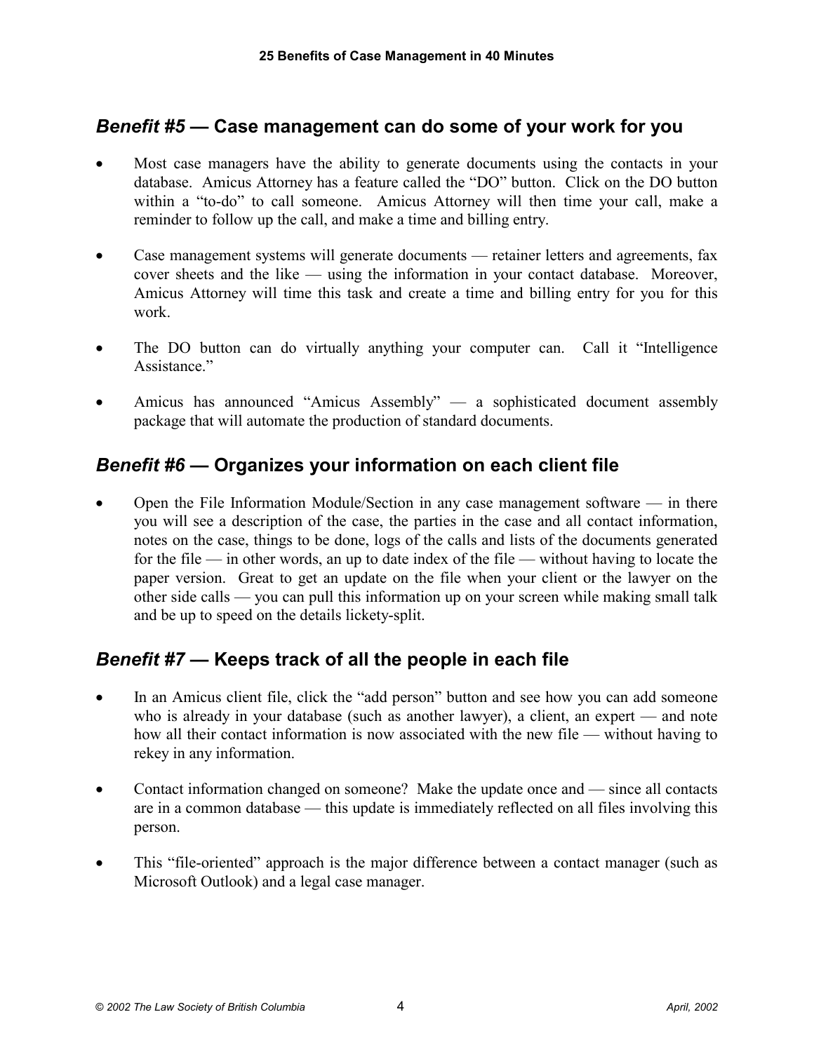## *Benefit #5* — Case management can do some of your work for you

- Most case managers have the ability to generate documents using the contacts in your database. Amicus Attorney has a feature called the "DO" button. Click on the DO button within a "to-do" to call someone. Amicus Attorney will then time your call, make a reminder to follow up the call, and make a time and billing entry.

- Case management systems will generate documents — retainer letters and agreements, fax cover sheets and the like — using the information in your contact database. Moreover, Amicus Attorney will time this task and create a time and billing entry for you for this work.

- The DO button can do virtually anything your computer can. Call it "Intelligence Assistance."

- Amicus has announced "Amicus Assembly" — a sophisticated document assembly package that will automate the production of standard documents.

## *Benefit #6* — Organizes your information on each client file

- Open the File Information Module/Section in any case management software — in there you will see a description of the case, the parties in the case and all contact information, notes on the case, things to be done, logs of the calls and lists of the documents generated for the file — in other words, an up to date index of the file — without having to locate the paper version. Great to get an update on the file when your client or the lawyer on the other side calls — you can pull this information up on your screen while making small talk and be up to speed on the details lickety-split.

## *Benefit #7* — Keeps track of all the people in each file

- In an Amicus client file, click the "add person" button and see how you can add someone who is already in your database (such as another lawyer), a client, an expert — and note how all their contact information is now associated with the new file — without having to rekey in any information.

- Contact information changed on someone? Make the update once and — since all contacts are in a common database — this update is immediately reflected on all files involving this person.

- This "file-oriented" approach is the major difference between a contact manager (such as Microsoft Outlook) and a legal case manager.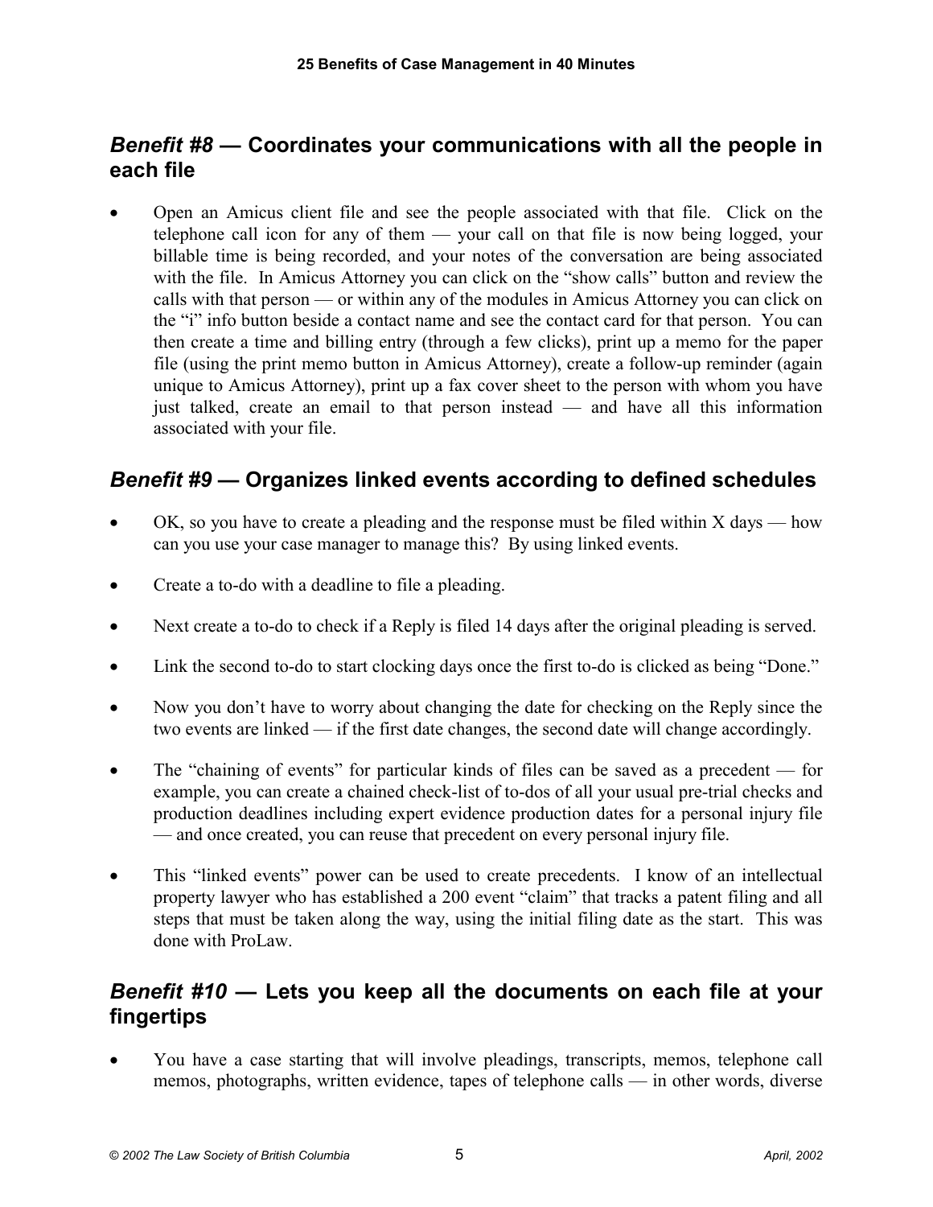## *Benefit #8* — Coordinates your communications with all the people in each file

- Open an Amicus client file and see the people associated with that file. Click on the telephone call icon for any of them — your call on that file is now being logged, your billable time is being recorded, and your notes of the conversation are being associated with the file. In Amicus Attorney you can click on the "show calls" button and review the calls with that person — or within any of the modules in Amicus Attorney you can click on the "i" info button beside a contact name and see the contact card for that person. You can then create a time and billing entry (through a few clicks), print up a memo for the paper file (using the print memo button in Amicus Attorney), create a follow-up reminder (again unique to Amicus Attorney), print up a fax cover sheet to the person with whom you have just talked, create an email to that person instead — and have all this information associated with your file.

## *Benefit #9* — Organizes linked events according to defined schedules

- OK, so you have to create a pleading and the response must be filed within X days — how can you use your case manager to manage this? By using linked events.
- Create a to-do with a deadline to file a pleading.
- Next create a to-do to check if a Reply is filed 14 days after the original pleading is served.
- Link the second to-do to start clocking days once the first to-do is clicked as being "Done."
- Now you don't have to worry about changing the date for checking on the Reply since the two events are linked — if the first date changes, the second date will change accordingly.
- The "chaining of events" for particular kinds of files can be saved as a precedent — for example, you can create a chained check-list of to-dos of all your usual pre-trial checks and production deadlines including expert evidence production dates for a personal injury file — and once created, you can reuse that precedent on every personal injury file.
- This "linked events" power can be used to create precedents. I know of an intellectual property lawyer who has established a 200 event "claim" that tracks a patent filing and all steps that must be taken along the way, using the initial filing date as the start. This was done with ProLaw.

## *Benefit #10* — Lets you keep all the documents on each file at your fingertips

- You have a case starting that will involve pleadings, transcripts, memos, telephone call memos, photographs, written evidence, tapes of telephone calls — in other words, diverse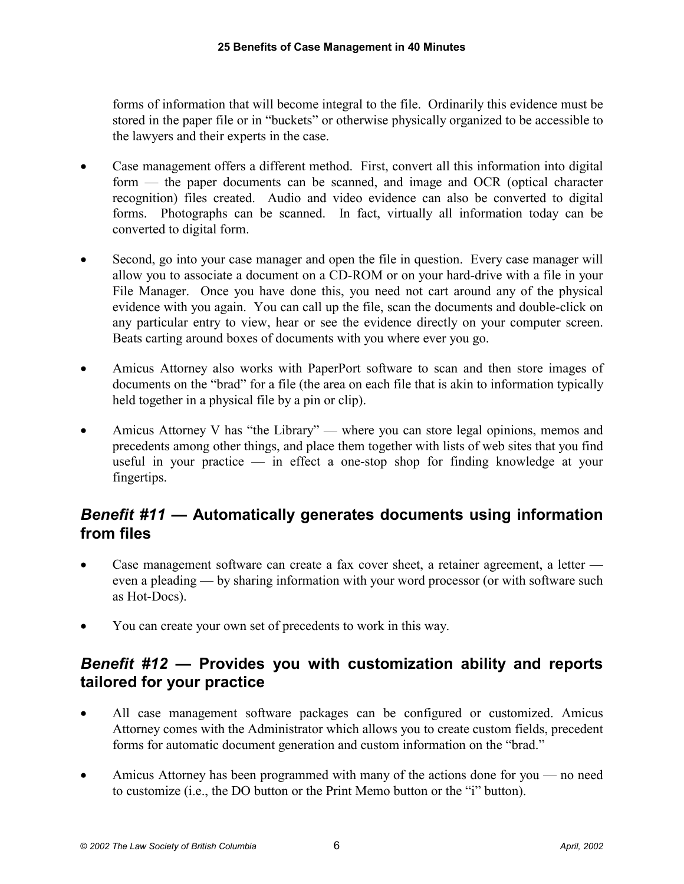forms of information that will become integral to the file. Ordinarily this evidence must be stored in the paper file or in "buckets" or otherwise physically organized to be accessible to the lawyers and their experts in the case.

- Case management offers a different method. First, convert all this information into digital form — the paper documents can be scanned, and image and OCR (optical character recognition) files created. Audio and video evidence can also be converted to digital forms. Photographs can be scanned. In fact, virtually all information today can be converted to digital form.
- Second, go into your case manager and open the file in question. Every case manager will allow you to associate a document on a CD-ROM or on your hard-drive with a file in your File Manager. Once you have done this, you need not cart around any of the physical evidence with you again. You can call up the file, scan the documents and double-click on any particular entry to view, hear or see the evidence directly on your computer screen. Beats carting around boxes of documents with you where ever you go.
- Amicus Attorney also works with PaperPort software to scan and then store images of documents on the "brad" for a file (the area on each file that is akin to information typically held together in a physical file by a pin or clip).
- Amicus Attorney V has "the Library" — where you can store legal opinions, memos and precedents among other things, and place them together with lists of web sites that you find useful in your practice — in effect a one-stop shop for finding knowledge at your fingertips.

## *Benefit #11* — Automatically generates documents using information from files

- Case management software can create a fax cover sheet, a retainer agreement, a letter — even a pleading — by sharing information with your word processor (or with software such as Hot-Docs).
- You can create your own set of precedents to work in this way.

## *Benefit #12* — Provides you with customization ability and reports tailored for your practice

- All case management software packages can be configured or customized. Amicus Attorney comes with the Administrator which allows you to create custom fields, precedent forms for automatic document generation and custom information on the "brad."
- Amicus Attorney has been programmed with many of the actions done for you — no need to customize (i.e., the DO button or the Print Memo button or the "i" button).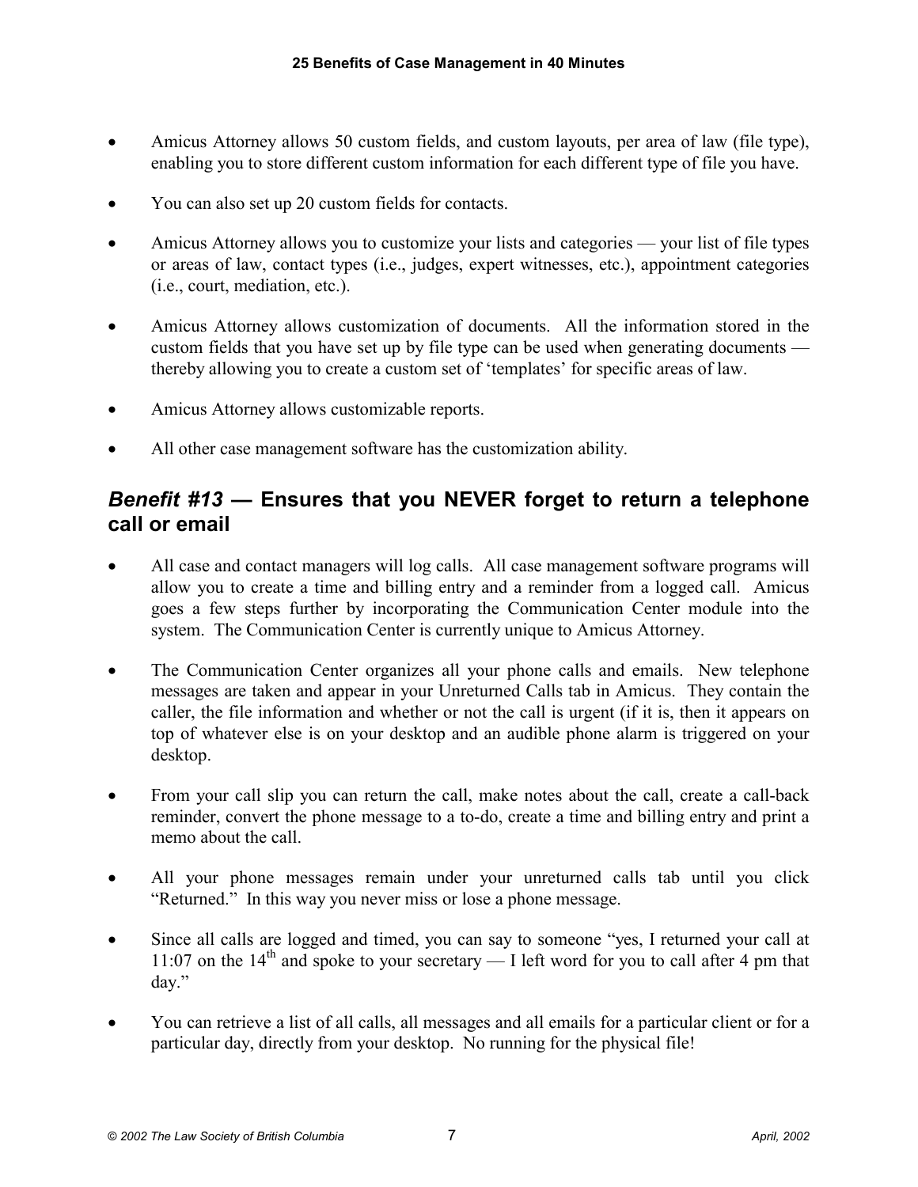- Amicus Attorney allows 50 custom fields, and custom layouts, per area of law (file type), enabling you to store different custom information for each different type of file you have.
- You can also set up 20 custom fields for contacts.
- Amicus Attorney allows you to customize your lists and categories — your list of file types or areas of law, contact types (i.e., judges, expert witnesses, etc.), appointment categories (i.e., court, mediation, etc.).
- Amicus Attorney allows customization of documents. All the information stored in the custom fields that you have set up by file type can be used when generating documents — thereby allowing you to create a custom set of 'templates' for specific areas of law.
- Amicus Attorney allows customizable reports.
- All other case management software has the customization ability.

## *Benefit #13* — Ensures that you NEVER forget to return a telephone call or email

- All case and contact managers will log calls. All case management software programs will allow you to create a time and billing entry and a reminder from a logged call. Amicus goes a few steps further by incorporating the Communication Center module into the system. The Communication Center is currently unique to Amicus Attorney.
- The Communication Center organizes all your phone calls and emails. New telephone messages are taken and appear in your Unreturned Calls tab in Amicus. They contain the caller, the file information and whether or not the call is urgent (if it is, then it appears on top of whatever else is on your desktop and an audible phone alarm is triggered on your desktop.
- From your call slip you can return the call, make notes about the call, create a call-back reminder, convert the phone message to a to-do, create a time and billing entry and print a memo about the call.
- All your phone messages remain under your unreturned calls tab until you click "Returned." In this way you never miss or lose a phone message.
- Since all calls are logged and timed, you can say to someone "yes, I returned your call at 11:07 on the 14th and spoke to your secretary — I left word for you to call after 4 pm that day."
- You can retrieve a list of all calls, all messages and all emails for a particular client or for a particular day, directly from your desktop. No running for the physical file!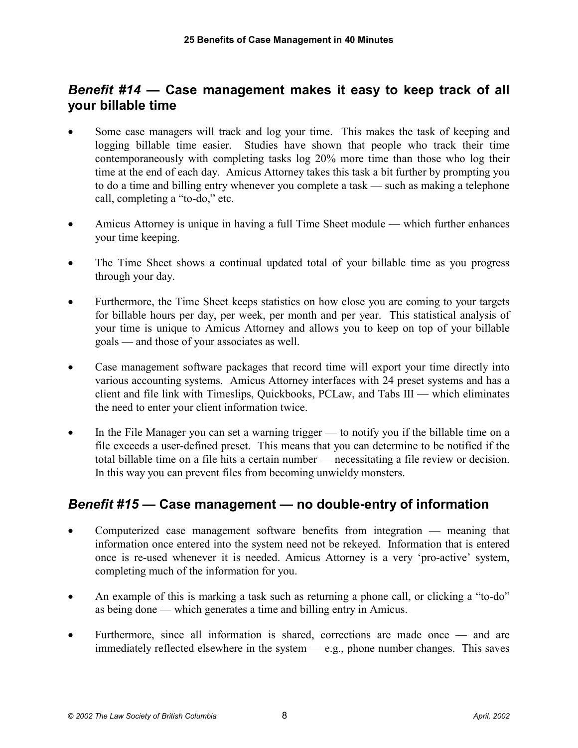## *Benefit #14* — Case management makes it easy to keep track of all your billable time

- Some case managers will track and log your time. This makes the task of keeping and logging billable time easier. Studies have shown that people who track their time contemporaneously with completing tasks log 20% more time than those who log their time at the end of each day. Amicus Attorney takes this task a bit further by prompting you to do a time and billing entry whenever you complete a task — such as making a telephone call, completing a "to-do," etc.
- Amicus Attorney is unique in having a full Time Sheet module — which further enhances your time keeping.
- The Time Sheet shows a continual updated total of your billable time as you progress through your day.
- Furthermore, the Time Sheet keeps statistics on how close you are coming to your targets for billable hours per day, per week, per month and per year. This statistical analysis of your time is unique to Amicus Attorney and allows you to keep on top of your billable goals — and those of your associates as well.
- Case management software packages that record time will export your time directly into various accounting systems. Amicus Attorney interfaces with 24 preset systems and has a client and file link with Timeslips, Quickbooks, PCLaw, and Tabs III — which eliminates the need to enter your client information twice.
- In the File Manager you can set a warning trigger — to notify you if the billable time on a file exceeds a user-defined preset. This means that you can determine to be notified if the total billable time on a file hits a certain number — necessitating a file review or decision. In this way you can prevent files from becoming unwieldy monsters.

## *Benefit #15* — Case management — no double-entry of information

- Computerized case management software benefits from integration — meaning that information once entered into the system need not be rekeyed. Information that is entered once is re-used whenever it is needed. Amicus Attorney is a very 'pro-active' system, completing much of the information for you.
- An example of this is marking a task such as returning a phone call, or clicking a "to-do" as being done — which generates a time and billing entry in Amicus.
- Furthermore, since all information is shared, corrections are made once — and are immediately reflected elsewhere in the system — e.g., phone number changes. This saves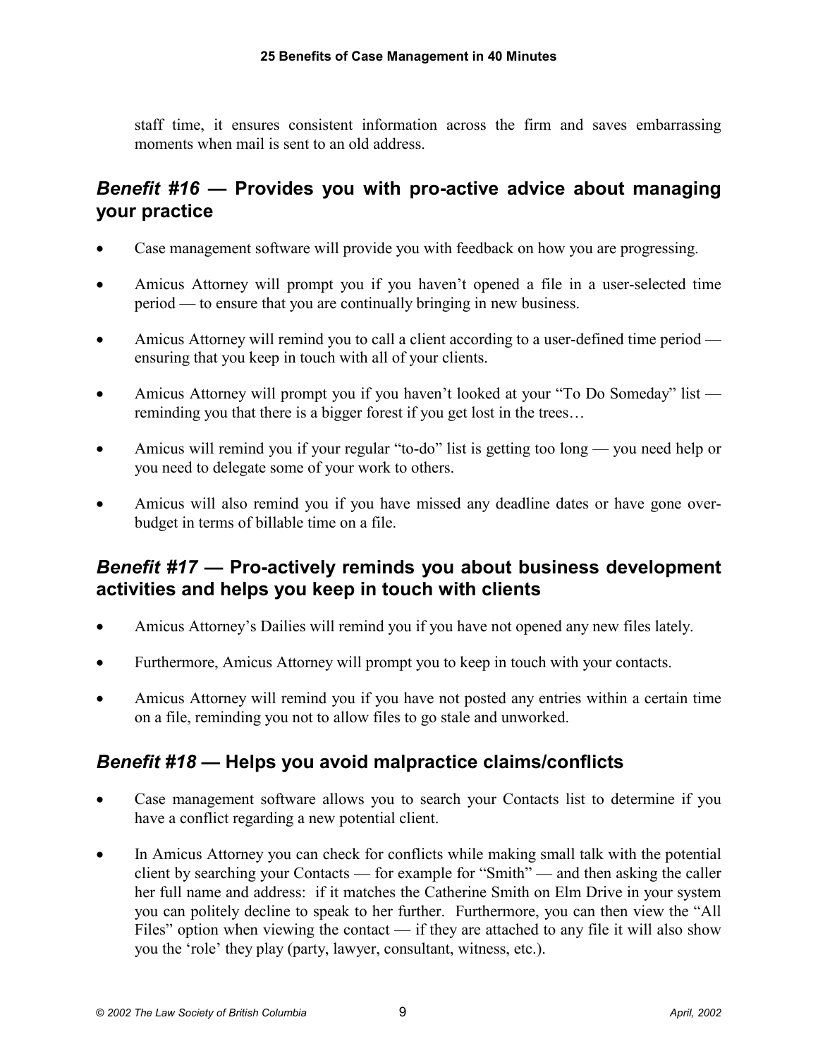staff time, it ensures consistent information across the firm and saves embarrassing moments when mail is sent to an old address.

## *Benefit #16* — Provides you with pro-active advice about managing your practice

- Case management software will provide you with feedback on how you are progressing.
- Amicus Attorney will prompt you if you haven't opened a file in a user-selected time period — to ensure that you are continually bringing in new business.
- Amicus Attorney will remind you to call a client according to a user-defined time period — ensuring that you keep in touch with all of your clients.
- Amicus Attorney will prompt you if you haven't looked at your "To Do Someday" list — reminding you that there is a bigger forest if you get lost in the trees…
- Amicus will remind you if your regular "to-do" list is getting too long — you need help or you need to delegate some of your work to others.
- Amicus will also remind you if you have missed any deadline dates or have gone over-budget in terms of billable time on a file.

## *Benefit #17* — Pro-actively reminds you about business development activities and helps you keep in touch with clients

- Amicus Attorney's Dailies will remind you if you have not opened any new files lately.
- Furthermore, Amicus Attorney will prompt you to keep in touch with your contacts.
- Amicus Attorney will remind you if you have not posted any entries within a certain time on a file, reminding you not to allow files to go stale and unworked.

## *Benefit #18* — Helps you avoid malpractice claims/conflicts

- Case management software allows you to search your Contacts list to determine if you have a conflict regarding a new potential client.
- In Amicus Attorney you can check for conflicts while making small talk with the potential client by searching your Contacts — for example for "Smith" — and then asking the caller her full name and address: if it matches the Catherine Smith on Elm Drive in your system you can politely decline to speak to her further. Furthermore, you can then view the "All Files" option when viewing the contact — if they are attached to any file it will also show you the 'role' they play (party, lawyer, consultant, witness, etc.).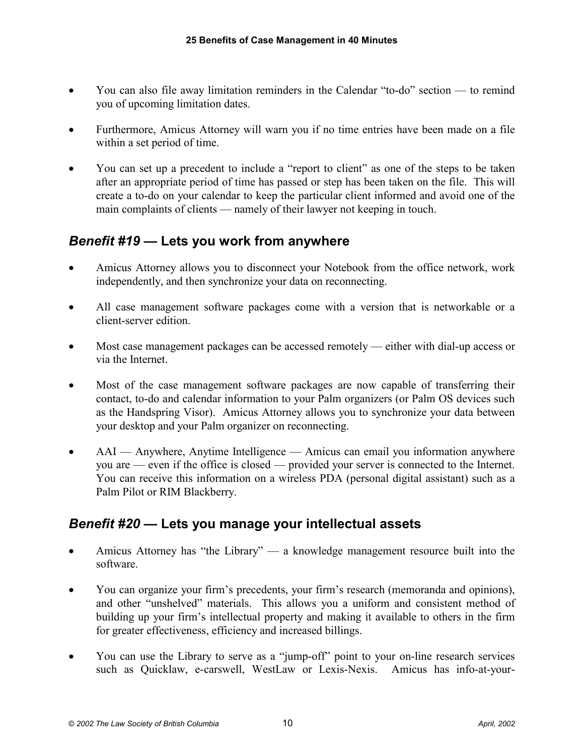- You can also file away limitation reminders in the Calendar "to-do" section — to remind you of upcoming limitation dates.
- Furthermore, Amicus Attorney will warn you if no time entries have been made on a file within a set period of time.
- You can set up a precedent to include a "report to client" as one of the steps to be taken after an appropriate period of time has passed or step has been taken on the file. This will create a to-do on your calendar to keep the particular client informed and avoid one of the main complaints of clients — namely of their lawyer not keeping in touch.

## *Benefit #19* — Lets you work from anywhere

- Amicus Attorney allows you to disconnect your Notebook from the office network, work independently, and then synchronize your data on reconnecting.
- All case management software packages come with a version that is networkable or a client-server edition.
- Most case management packages can be accessed remotely — either with dial-up access or via the Internet.
- Most of the case management software packages are now capable of transferring their contact, to-do and calendar information to your Palm organizers (or Palm OS devices such as the Handspring Visor). Amicus Attorney allows you to synchronize your data between your desktop and your Palm organizer on reconnecting.
- AAI — Anywhere, Anytime Intelligence — Amicus can email you information anywhere you are — even if the office is closed — provided your server is connected to the Internet. You can receive this information on a wireless PDA (personal digital assistant) such as a Palm Pilot or RIM Blackberry.

## *Benefit #20* — Lets you manage your intellectual assets

- Amicus Attorney has "the Library" — a knowledge management resource built into the software.
- You can organize your firm's precedents, your firm's research (memoranda and opinions), and other "unshelved" materials. This allows you a uniform and consistent method of building up your firm's intellectual property and making it available to others in the firm for greater effectiveness, efficiency and increased billings.
- You can use the Library to serve as a "jump-off" point to your on-line research services such as Quicklaw, e-carswell, WestLaw or Lexis-Nexis. Amicus has info-at-your-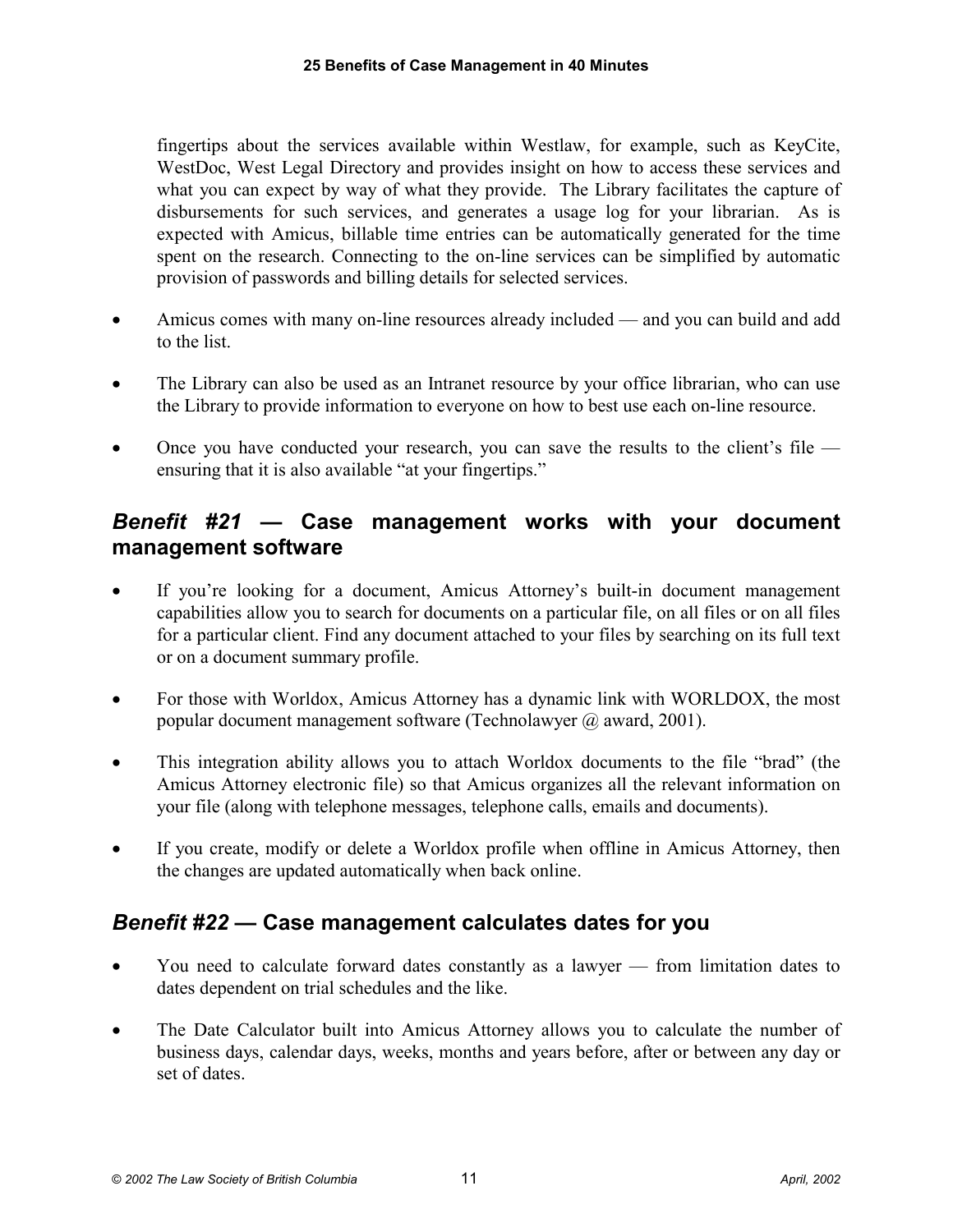fingertips about the services available within Westlaw, for example, such as KeyCite, WestDoc, West Legal Directory and provides insight on how to access these services and what you can expect by way of what they provide. The Library facilitates the capture of disbursements for such services, and generates a usage log for your librarian. As is expected with Amicus, billable time entries can be automatically generated for the time spent on the research. Connecting to the on-line services can be simplified by automatic provision of passwords and billing details for selected services.

- Amicus comes with many on-line resources already included — and you can build and add to the list.
- The Library can also be used as an Intranet resource by your office librarian, who can use the Library to provide information to everyone on how to best use each on-line resource.
- Once you have conducted your research, you can save the results to the client's file — ensuring that it is also available "at your fingertips."

## *Benefit #21* — Case management works with your document management software

- If you're looking for a document, Amicus Attorney's built-in document management capabilities allow you to search for documents on a particular file, on all files or on all files for a particular client. Find any document attached to your files by searching on its full text or on a document summary profile.
- For those with Worldox, Amicus Attorney has a dynamic link with WORLDOX, the most popular document management software (Technolawyer @ award, 2001).
- This integration ability allows you to attach Worldox documents to the file "brad" (the Amicus Attorney electronic file) so that Amicus organizes all the relevant information on your file (along with telephone messages, telephone calls, emails and documents).
- If you create, modify or delete a Worldox profile when offline in Amicus Attorney, then the changes are updated automatically when back online.

## *Benefit #22* — Case management calculates dates for you

- You need to calculate forward dates constantly as a lawyer — from limitation dates to dates dependent on trial schedules and the like.
- The Date Calculator built into Amicus Attorney allows you to calculate the number of business days, calendar days, weeks, months and years before, after or between any day or set of dates.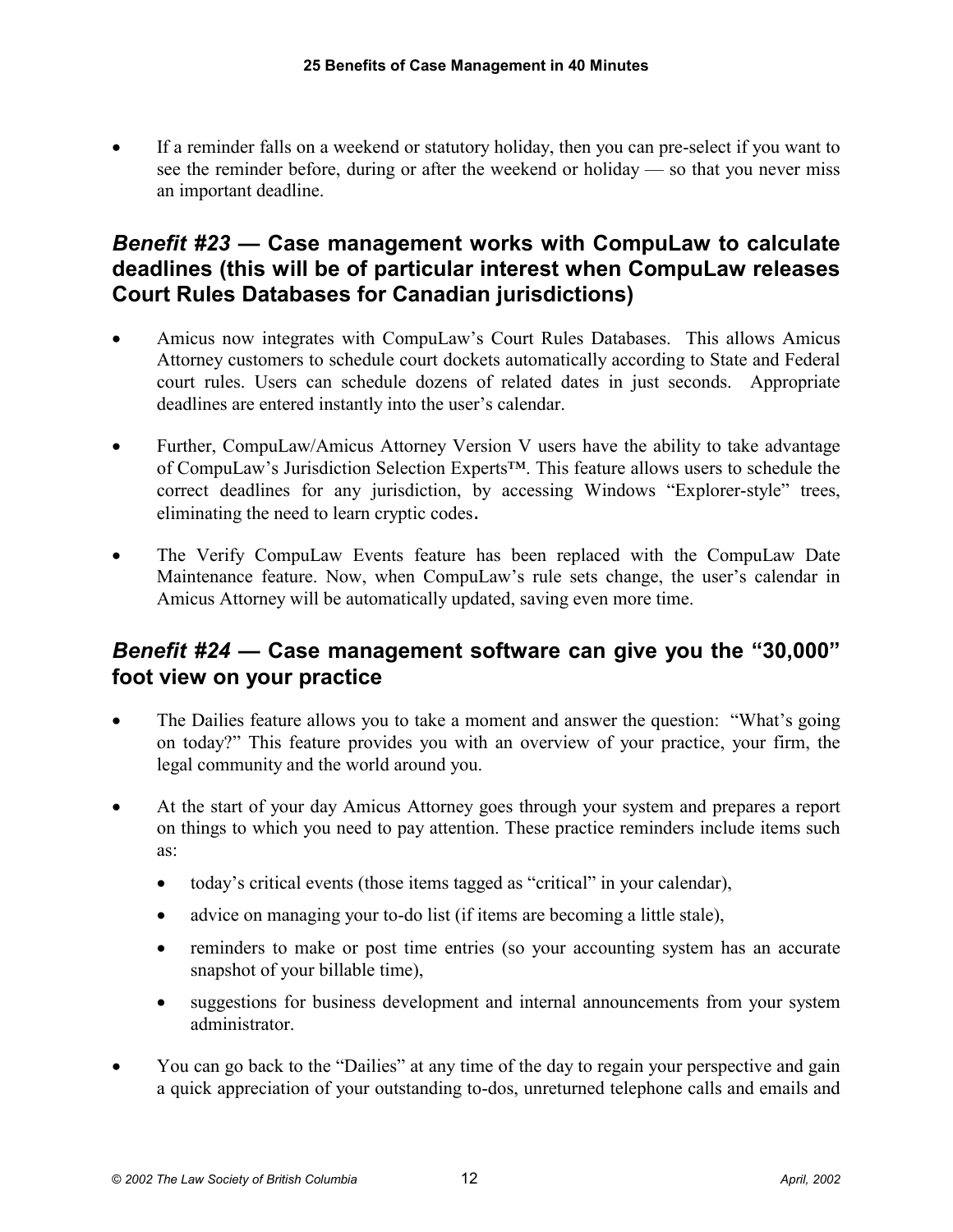- If a reminder falls on a weekend or statutory holiday, then you can pre-select if you want to see the reminder before, during or after the weekend or holiday — so that you never miss an important deadline.

## *Benefit #23* — Case management works with CompuLaw to calculate deadlines (this will be of particular interest when CompuLaw releases Court Rules Databases for Canadian jurisdictions)

- Amicus now integrates with CompuLaw's Court Rules Databases. This allows Amicus Attorney customers to schedule court dockets automatically according to State and Federal court rules. Users can schedule dozens of related dates in just seconds. Appropriate deadlines are entered instantly into the user's calendar.

- Further, CompuLaw/Amicus Attorney Version V users have the ability to take advantage of CompuLaw's Jurisdiction Selection Experts™. This feature allows users to schedule the correct deadlines for any jurisdiction, by accessing Windows "Explorer-style" trees, eliminating the need to learn cryptic codes.

- The Verify CompuLaw Events feature has been replaced with the CompuLaw Date Maintenance feature. Now, when CompuLaw's rule sets change, the user's calendar in Amicus Attorney will be automatically updated, saving even more time.

## *Benefit #24* — Case management software can give you the "30,000" foot view on your practice

- The Dailies feature allows you to take a moment and answer the question: "What's going on today?" This feature provides you with an overview of your practice, your firm, the legal community and the world around you.

- At the start of your day Amicus Attorney goes through your system and prepares a report on things to which you need to pay attention. These practice reminders include items such as:

  - today's critical events (those items tagged as "critical" in your calendar),
  - advice on managing your to-do list (if items are becoming a little stale),
  - reminders to make or post time entries (so your accounting system has an accurate snapshot of your billable time),
  - suggestions for business development and internal announcements from your system administrator.

- You can go back to the "Dailies" at any time of the day to regain your perspective and gain a quick appreciation of your outstanding to-dos, unreturned telephone calls and emails and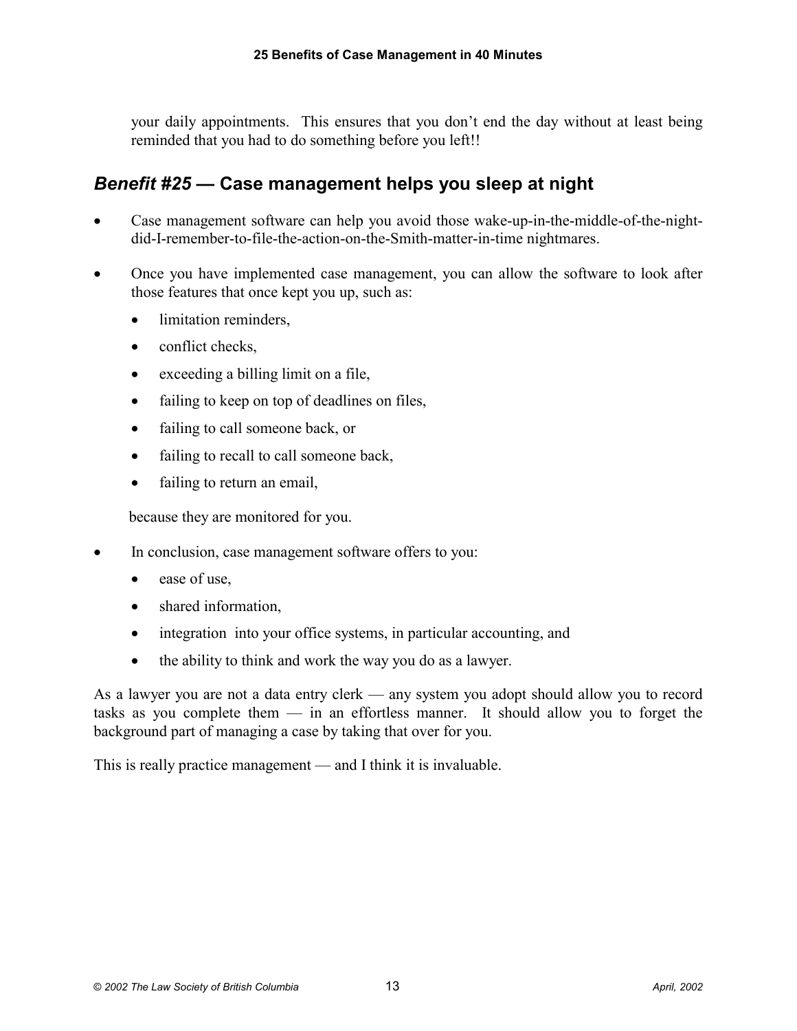your daily appointments. This ensures that you don't end the day without at least being reminded that you had to do something before you left!!

## *Benefit #25* — Case management helps you sleep at night

- Case management software can help you avoid those wake-up-in-the-middle-of-the-night-did-I-remember-to-file-the-action-on-the-Smith-matter-in-time nightmares.
- Once you have implemented case management, you can allow the software to look after those features that once kept you up, such as:
  - limitation reminders,
  - conflict checks,
  - exceeding a billing limit on a file,
  - failing to keep on top of deadlines on files,
  - failing to call someone back, or
  - failing to recall to call someone back,
  - failing to return an email,

  because they are monitored for you.
- In conclusion, case management software offers to you:
  - ease of use,
  - shared information,
  - integration into your office systems, in particular accounting, and
  - the ability to think and work the way you do as a lawyer.

As a lawyer you are not a data entry clerk — any system you adopt should allow you to record tasks as you complete them — in an effortless manner. It should allow you to forget the background part of managing a case by taking that over for you.

This is really practice management — and I think it is invaluable.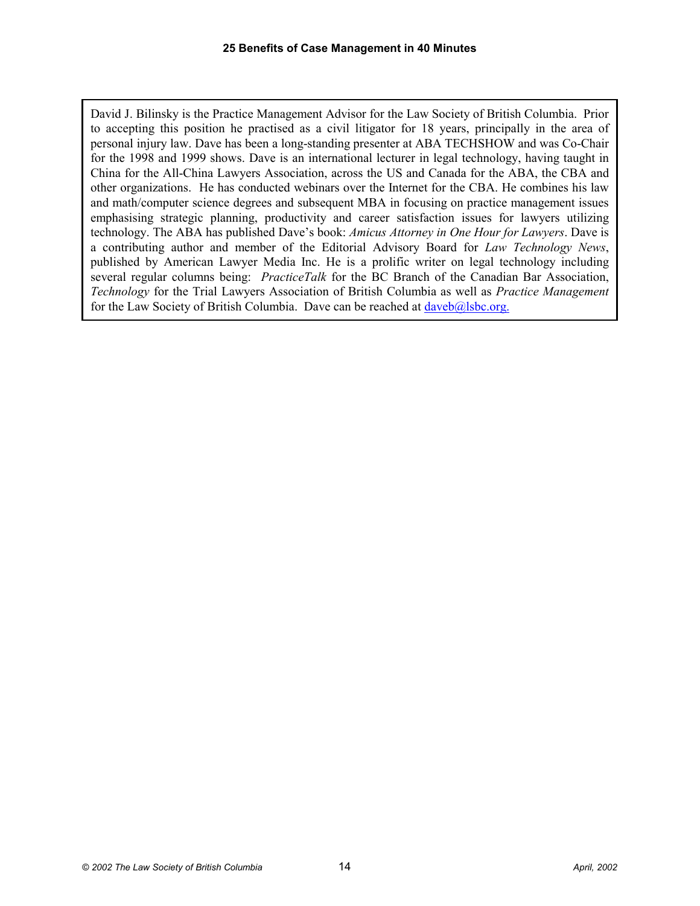David J. Bilinsky is the Practice Management Advisor for the Law Society of British Columbia. Prior to accepting this position he practised as a civil litigator for 18 years, principally in the area of personal injury law. Dave has been a long-standing presenter at ABA TECHSHOW and was Co-Chair for the 1998 and 1999 shows. Dave is an international lecturer in legal technology, having taught in China for the All-China Lawyers Association, across the US and Canada for the ABA, the CBA and other organizations. He has conducted webinars over the Internet for the CBA. He combines his law and math/computer science degrees and subsequent MBA in focusing on practice management issues emphasising strategic planning, productivity and career satisfaction issues for lawyers utilizing technology. The ABA has published Dave's book: *Amicus Attorney in One Hour for Lawyers*. Dave is a contributing author and member of the Editorial Advisory Board for *Law Technology News*, published by American Lawyer Media Inc. He is a prolific writer on legal technology including several regular columns being: *PracticeTalk* for the BC Branch of the Canadian Bar Association, *Technology* for the Trial Lawyers Association of British Columbia as well as *Practice Management* for the Law Society of British Columbia. Dave can be reached at daveb@lsbc.org.